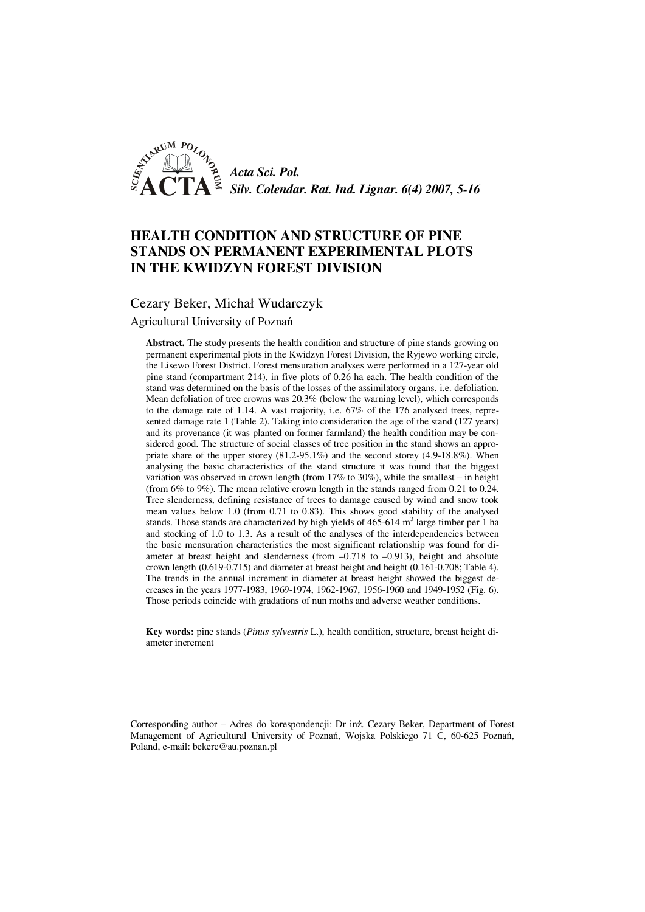# HEALTH CONDITION AND STRUCTURE OF PINE STANDS ON PERMANENT EXPERIMENTAL PLOTS IN THE KWIDZYN FOREST DIVISION

Cezary Beker, Michał Wudarczyk

Agricultural University of Poznań

**Abstract.** The study presents the health condition and structure of pine stands growing on permanent experimental plots in the Kwidzyn Forest Division, the Ryjewo working circle, the Lisewo Forest District. Forest mensuration analyses were performed in a 127-year old pine stand (compartment 214), in five plots of 0.26 ha each. The health condition of the stand was determined on the basis of the losses of the assimilatory organs, i.e. defoliation. Mean defoliation of tree crowns was 20.3% (below the warning level), which corresponds to the damage rate of 1.14. A vast majority, i.e. 67% of the 176 analysed trees, represented damage rate 1 (Table 2). Taking into consideration the age of the stand (127 years) and its provenance (it was planted on former farmland) the health condition may be considered good. The structure of social classes of tree position in the stand shows an appropriate share of the upper storey (81.2-95.1%) and the second storey (4.9-18.8%). When analysing the basic characteristics of the stand structure it was found that the biggest variation was observed in crown length (from 17% to 30%), while the smallest – in height (from 6% to 9%). The mean relative crown length in the stands ranged from 0.21 to 0.24. Tree slenderness, defining resistance of trees to damage caused by wind and snow took mean values below 1.0 (from 0.71 to 0.83). This shows good stability of the analysed stands. Those stands are characterized by high yields of 465-614 $m^3$ large timber per 1 ha and stocking of 1.0 to 1.3. As a result of the analyses of the interdependencies between the basic mensuration characteristics the most significant relationship was found for diameter at breast height and slenderness (from –0.718 to –0.913), height and absolute crown length (0.619-0.715) and diameter at breast height and height (0.161-0.708; Table 4). The trends in the annual increment in diameter at breast height showed the biggest decreases in the years 1977-1983, 1969-1974, 1962-1967, 1956-1960 and 1949-1952 (Fig. 6). Those periods coincide with gradations of nun moths and adverse weather conditions.

**Key words:** pine stands (*Pinus sylvestris* L.), health condition, structure, breast height diameter increment

---

Corresponding author – Adres do korespondencji: Dr inż. Cezary Beker, Department of Forest Management of Agricultural University of Poznań, Wojska Polskiego 71 C, 60-625 Poznań, Poland, e-mail: bekerc@au.poznan.pl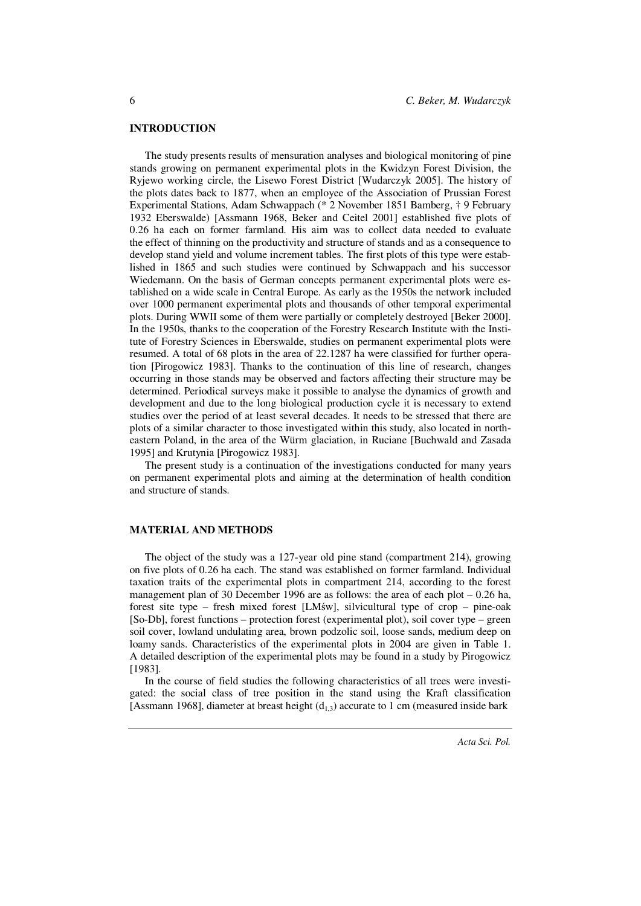## INTRODUCTION

The study presents results of mensuration analyses and biological monitoring of pine stands growing on permanent experimental plots in the Kwidzyn Forest Division, the Ryjewo working circle, the Lisewo Forest District [Wudarczyk 2005]. The history of the plots dates back to 1877, when an employee of the Association of Prussian Forest Experimental Stations, Adam Schwappach (* 2 November 1851 Bamberg, † 9 February 1932 Eberswalde) [Assmann 1968, Beker and Ceitel 2001] established five plots of 0.26 ha each on former farmland. His aim was to collect data needed to evaluate the effect of thinning on the productivity and structure of stands and as a consequence to develop stand yield and volume increment tables. The first plots of this type were established in 1865 and such studies were continued by Schwappach and his successor Wiedemann. On the basis of German concepts permanent experimental plots were established on a wide scale in Central Europe. As early as the 1950s the network included over 1000 permanent experimental plots and thousands of other temporal experimental plots. During WWII some of them were partially or completely destroyed [Beker 2000]. In the 1950s, thanks to the cooperation of the Forestry Research Institute with the Institute of Forestry Sciences in Eberswalde, studies on permanent experimental plots were resumed. A total of 68 plots in the area of 22.1287 ha were classified for further operation [Pirogowicz 1983]. Thanks to the continuation of this line of research, changes occurring in those stands may be observed and factors affecting their structure may be determined. Periodical surveys make it possible to analyse the dynamics of growth and development and due to the long biological production cycle it is necessary to extend studies over the period of at least several decades. It needs to be stressed that there are plots of a similar character to those investigated within this study, also located in north-eastern Poland, in the area of the Würm glaciation, in Ruciane [Buchwald and Zasada 1995] and Krutynia [Pirogowicz 1983].

The present study is a continuation of the investigations conducted for many years on permanent experimental plots and aiming at the determination of health condition and structure of stands.

## MATERIAL AND METHODS

The object of the study was a 127-year old pine stand (compartment 214), growing on five plots of 0.26 ha each. The stand was established on former farmland. Individual taxation traits of the experimental plots in compartment 214, according to the forest management plan of 30 December 1996 are as follows: the area of each plot – 0.26 ha, forest site type – fresh mixed forest [LMśw], silvicultural type of crop – pine-oak [So-Db], forest functions – protection forest (experimental plot), soil cover type – green soil cover, lowland undulating area, brown podzolic soil, loose sands, medium deep on loamy sands. Characteristics of the experimental plots in 2004 are given in Table 1. A detailed description of the experimental plots may be found in a study by Pirogowicz [1983].

In the course of field studies the following characteristics of all trees were investigated: the social class of tree position in the stand using the Kraft classification [Assmann 1968], diameter at breast height ($d_{1.3}$) accurate to 1 cm (measured inside bark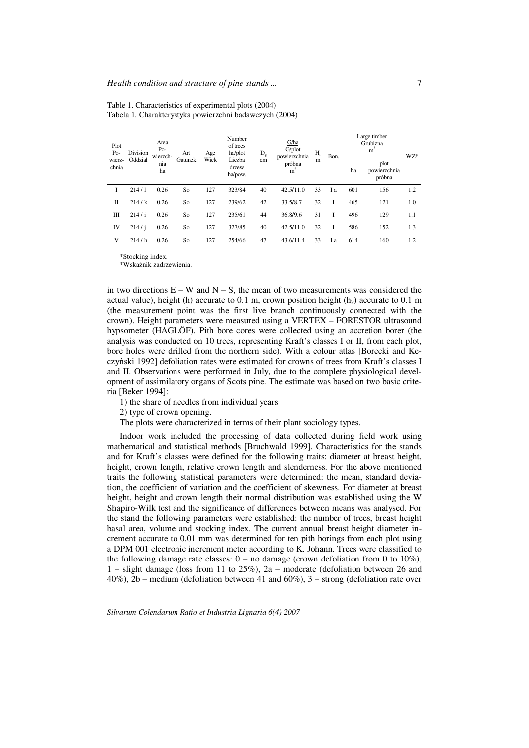Table 1. Characteristics of experimental plots (2004)
Tabela 1. Charakterystyka powierzchni badawczych (2004)

| Plot Po-wierz-chnia | Division Oddział | Area Po-wierzch-nia ha | Art Gatunek | Age Wiek | Number of trees ha/plot Liczba drzew ha/pow. | $D_g$ cm | G/ha G/plot powierzchnia próbna $m^2$ | $H_L$ m | Bon. | Large timber Grubizna $m^3$ | | WZ* |
|---|---|---|---|---|---|---|---|---|---|---|---|---|
| | | | | | | | | | | ha | plot powierzchnia próbna | |
| I | 214 / 1 | 0.26 | So | 127 | 323/84 | 40 | 42.5/11.0 | 33 | I a | 601 | 156 | 1.2 |
| II | 214 / k | 0.26 | So | 127 | 239/62 | 42 | 33.5/8.7 | 32 | I | 465 | 121 | 1.0 |
| III | 214 / i | 0.26 | So | 127 | 235/61 | 44 | 36.8/9.6 | 31 | I | 496 | 129 | 1.1 |
| IV | 214 / j | 0.26 | So | 127 | 327/85 | 40 | 42.5/11.0 | 32 | I | 586 | 152 | 1.3 |
| V | 214 / h | 0.26 | So | 127 | 254/66 | 47 | 43.6/11.4 | 33 | I a | 614 | 160 | 1.2 |

*Stocking index.
*Wskaźnik zadrzewienia.

in two directions E – W and N – S, the mean of two measurements was considered the actual value), height (h) accurate to 0.1 m, crown position height ($h_k$) accurate to 0.1 m (the measurement point was the first live branch continuously connected with the crown). Height parameters were measured using a VERTEX – FORESTOR ultrasound hypsometer (HAGLÖF). Pith bore cores were collected using an accretion borer (the analysis was conducted on 10 trees, representing Kraft's classes I or II, from each plot, bore holes were drilled from the northern side). With a colour atlas [Borecki and Keczyński 1992] defoliation rates were estimated for crowns of trees from Kraft's classes I and II. Observations were performed in July, due to the complete physiological development of assimilatory organs of Scots pine. The estimate was based on two basic criteria [Beker 1994]:

1) the share of needles from individual years
2) type of crown opening.

The plots were characterized in terms of their plant sociology types.

Indoor work included the processing of data collected during field work using mathematical and statistical methods [Bruchwald 1999]. Characteristics for the stands and for Kraft's classes were defined for the following traits: diameter at breast height, height, crown length, relative crown length and slenderness. For the above mentioned traits the following statistical parameters were determined: the mean, standard deviation, the coefficient of variation and the coefficient of skewness. For diameter at breast height, height and crown length their normal distribution was established using the W Shapiro-Wilk test and the significance of differences between means was analysed. For the stand the following parameters were established: the number of trees, breast height basal area, volume and stocking index. The current annual breast height diameter increment accurate to 0.01 mm was determined for ten pith borings from each plot using a DPM 001 electronic increment meter according to K. Johann. Trees were classified to the following damage rate classes: 0 – no damage (crown defoliation from 0 to 10%), 1 – slight damage (loss from 11 to 25%), 2a – moderate (defoliation between 26 and 40%), 2b – medium (defoliation between 41 and 60%), 3 – strong (defoliation rate over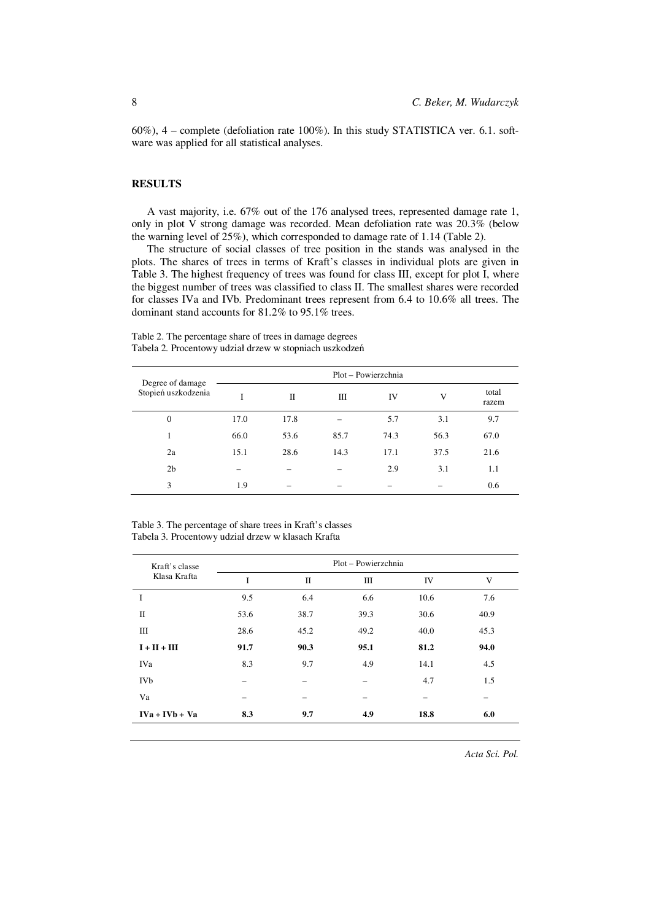60%), 4 – complete (defoliation rate 100%). In this study STATISTICA ver. 6.1. software was applied for all statistical analyses.

## RESULTS

A vast majority, i.e. 67% out of the 176 analysed trees, represented damage rate 1, only in plot V strong damage was recorded. Mean defoliation rate was 20.3% (below the warning level of 25%), which corresponded to damage rate of 1.14 (Table 2).

The structure of social classes of tree position in the stands was analysed in the plots. The shares of trees in terms of Kraft's classes in individual plots are given in Table 3. The highest frequency of trees was found for class III, except for plot I, where the biggest number of trees was classified to class II. The smallest shares were recorded for classes IVa and IVb. Predominant trees represent from 6.4 to 10.6% all trees. The dominant stand accounts for 81.2% to 95.1% trees.

Table 2. The percentage share of trees in damage degrees
Tabela 2. Procentowy udział drzew w stopniach uszkodzeń

| Degree of damage<br>Stopień uszkodzenia | Plot – Powierzchnia | | | | | |
|---|---|---|---|---|---|---|
| | I | II | III | IV | V | total<br>razem |
| 0 | 17.0 | 17.8 | – | 5.7 | 3.1 | 9.7 |
| 1 | 66.0 | 53.6 | 85.7 | 74.3 | 56.3 | 67.0 |
| 2a | 15.1 | 28.6 | 14.3 | 17.1 | 37.5 | 21.6 |
| 2b | – | – | – | 2.9 | 3.1 | 1.1 |
| 3 | 1.9 | – | – | – | – | 0.6 |

Table 3. The percentage of share trees in Kraft's classes
Tabela 3. Procentowy udział drzew w klasach Krafta

| Kraft's classe<br>Klasa Krafta | Plot – Powierzchnia | | | | |
|---|---|---|---|---|---|
| | I | II | III | IV | V |
| I | 9.5 | 6.4 | 6.6 | 10.6 | 7.6 |
| II | 53.6 | 38.7 | 39.3 | 30.6 | 40.9 |
| III | 28.6 | 45.2 | 49.2 | 40.0 | 45.3 |
| **I + II + III** | **91.7** | **90.3** | **95.1** | **81.2** | **94.0** |
| IVa | 8.3 | 9.7 | 4.9 | 14.1 | 4.5 |
| IVb | – | – | – | 4.7 | 1.5 |
| Va | – | – | – | – | – |
| **IVa + IVb + Va** | **8.3** | **9.7** | **4.9** | **18.8** | **6.0** |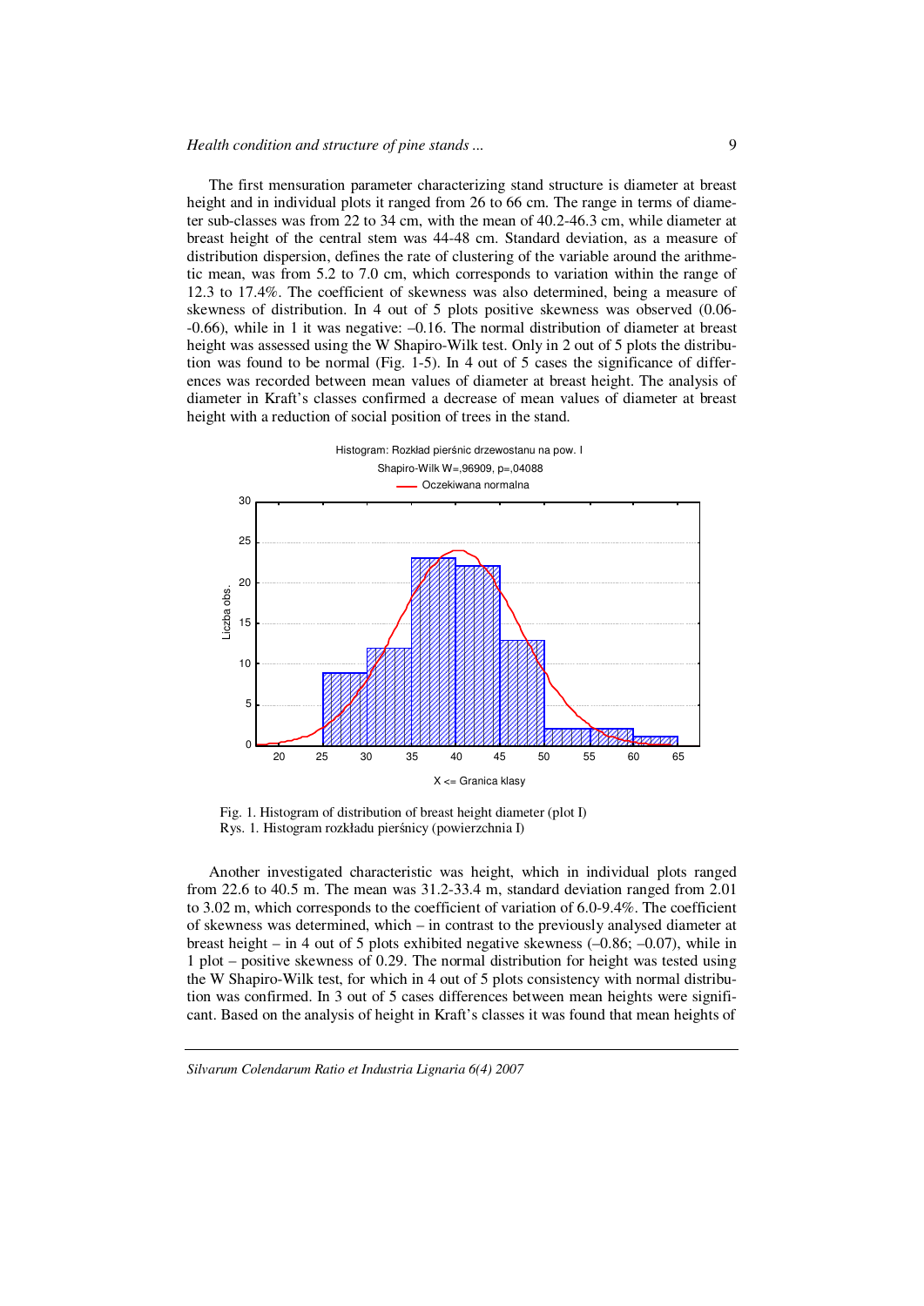The first mensuration parameter characterizing stand structure is diameter at breast height and in individual plots it ranged from 26 to 66 cm. The range in terms of diameter sub-classes was from 22 to 34 cm, with the mean of 40.2-46.3 cm, while diameter at breast height of the central stem was 44-48 cm. Standard deviation, as a measure of distribution dispersion, defines the rate of clustering of the variable around the arithmetic mean, was from 5.2 to 7.0 cm, which corresponds to variation within the range of 12.3 to 17.4%. The coefficient of skewness was also determined, being a measure of skewness of distribution. In 4 out of 5 plots positive skewness was observed (0.06--0.66), while in 1 it was negative: –0.16. The normal distribution of diameter at breast height was assessed using the W Shapiro-Wilk test. Only in 2 out of 5 plots the distribution was found to be normal (Fig. 1-5). In 4 out of 5 cases the significance of differences was recorded between mean values of diameter at breast height. The analysis of diameter in Kraft's classes confirmed a decrease of mean values of diameter at breast height with a reduction of social position of trees in the stand.

Histogram: Rozkład pierśnic drzewostanu na pow. I
Shapiro-Wilk W=,96909, p=,04088
Oczekiwana normalna

Fig. 1. Histogram of distribution of breast height diameter (plot I)
Rys. 1. Histogram rozkładu pierśnicy (powierzchnia I)

Another investigated characteristic was height, which in individual plots ranged from 22.6 to 40.5 m. The mean was 31.2-33.4 m, standard deviation ranged from 2.01 to 3.02 m, which corresponds to the coefficient of variation of 6.0-9.4%. The coefficient of skewness was determined, which – in contrast to the previously analysed diameter at breast height – in 4 out of 5 plots exhibited negative skewness (–0.86; –0.07), while in 1 plot – positive skewness of 0.29. The normal distribution for height was tested using the W Shapiro-Wilk test, for which in 4 out of 5 plots consistency with normal distribution was confirmed. In 3 out of 5 cases differences between mean heights were significant. Based on the analysis of height in Kraft's classes it was found that mean heights of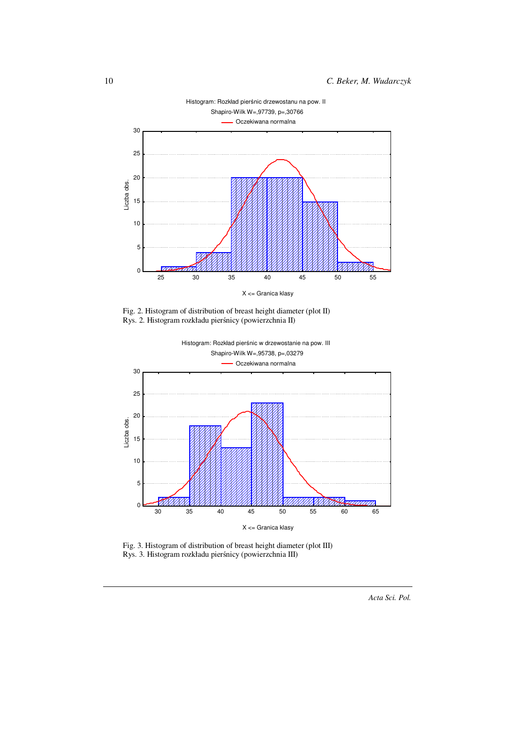Fig. 2. Histogram of distribution of breast height diameter (plot II)
Rys. 2. Histogram rozkładu pierśnicy (powierzchnia II)

Fig. 3. Histogram of distribution of breast height diameter (plot III)
Rys. 3. Histogram rozkładu pierśnicy (powierzchnia III)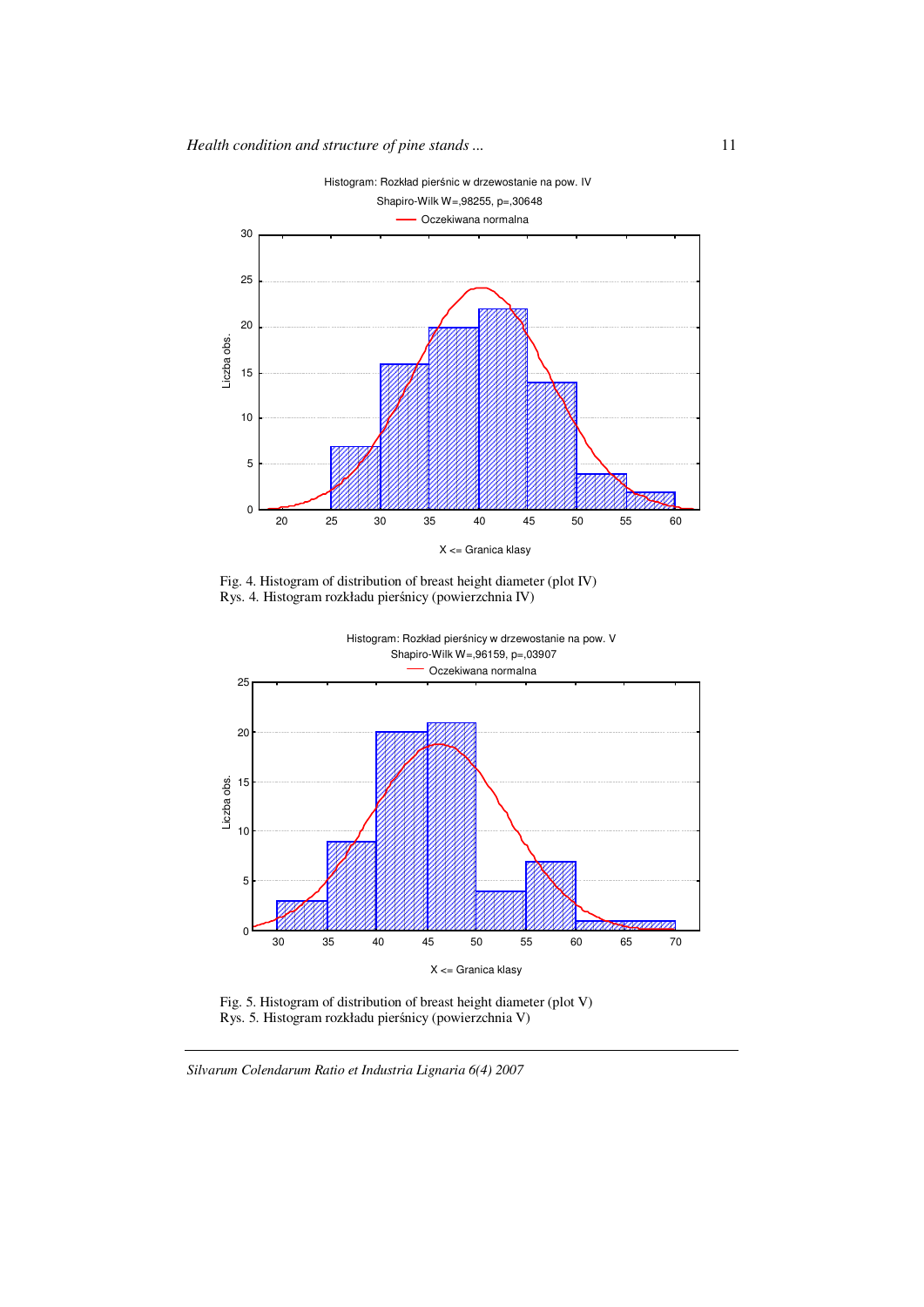Fig. 4. Histogram of distribution of breast height diameter (plot IV)
Rys. 4. Histogram rozkładu pierśnicy (powierzchnia IV)

Fig. 5. Histogram of distribution of breast height diameter (plot V)
Rys. 5. Histogram rozkładu pierśnicy (powierzchnia V)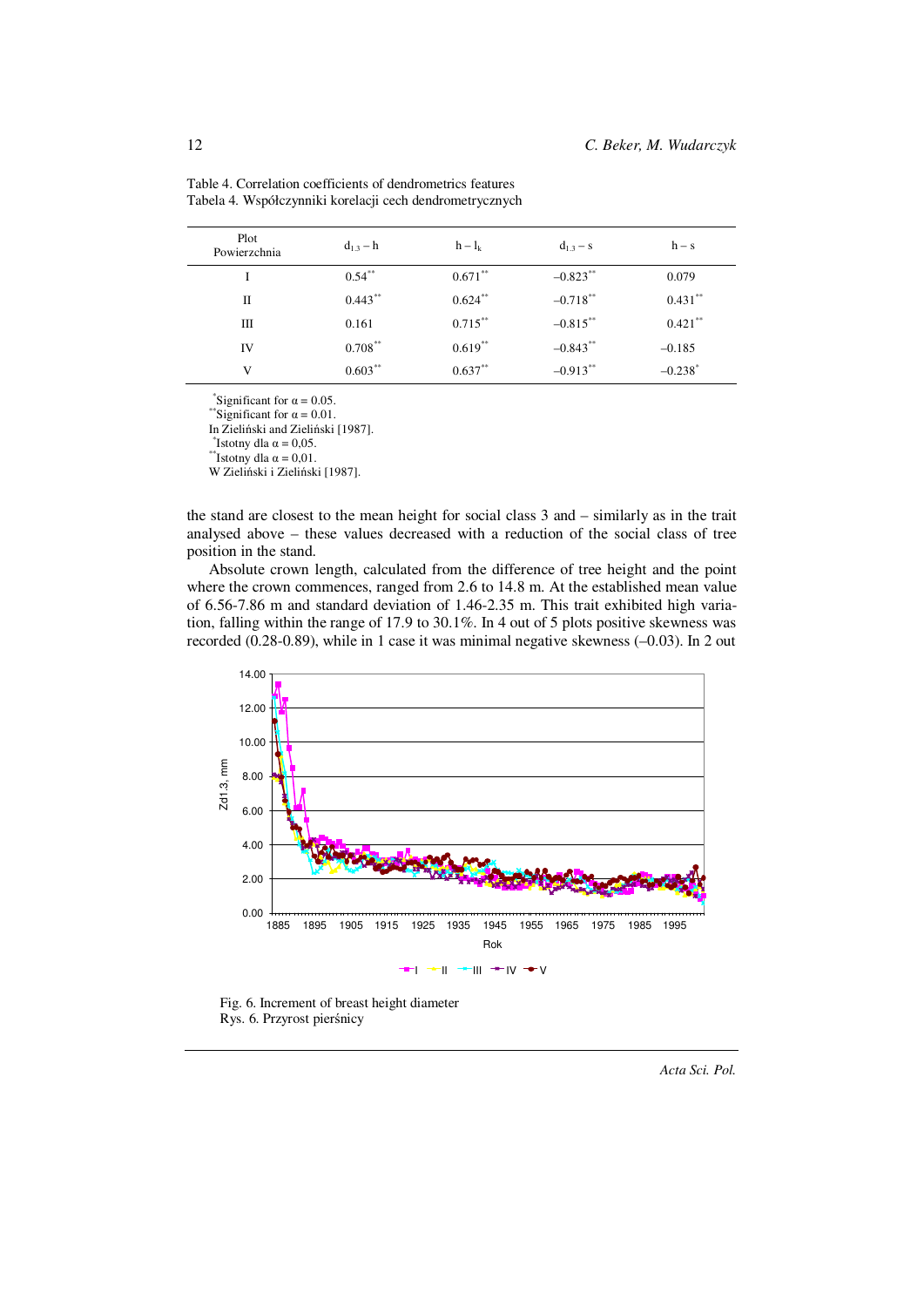Table 4. Correlation coefficients of dendrometrics features
Tabela 4. Współczynniki korelacji cech dendrometrycznych

| Plot Powierzchnia | $d_{1.3} - h$ | $h - l_k$ | $d_{1.3} - s$ | $h - s$ |
|---|---|---|---|---|
| I | 0.54** | 0.671** | –0.823** | 0.079 |
| II | 0.443** | 0.624** | –0.718** | 0.431** |
| III | 0.161 | 0.715** | –0.815** | 0.421** |
| IV | 0.708** | 0.619** | –0.843** | –0.185 |
| V | 0.603** | 0.637** | –0.913** | –0.238* |

*Significant for α = 0.05.
**Significant for α = 0.01.
In Zieliński and Zieliński [1987].
*Istotny dla α = 0,05.
**Istotny dla α = 0,01.
W Zieliński i Zieliński [1987].

the stand are closest to the mean height for social class 3 and – similarly as in the trait analysed above – these values decreased with a reduction of the social class of tree position in the stand.

Absolute crown length, calculated from the difference of tree height and the point where the crown commences, ranged from 2.6 to 14.8 m. At the established mean value of 6.56-7.86 m and standard deviation of 1.46-2.35 m. This trait exhibited high variation, falling within the range of 17.9 to 30.1%. In 4 out of 5 plots positive skewness was recorded (0.28-0.89), while in 1 case it was minimal negative skewness (–0.03). In 2 out

Fig. 6. Increment of breast height diameter
Rys. 6. Przyrost pierśnicy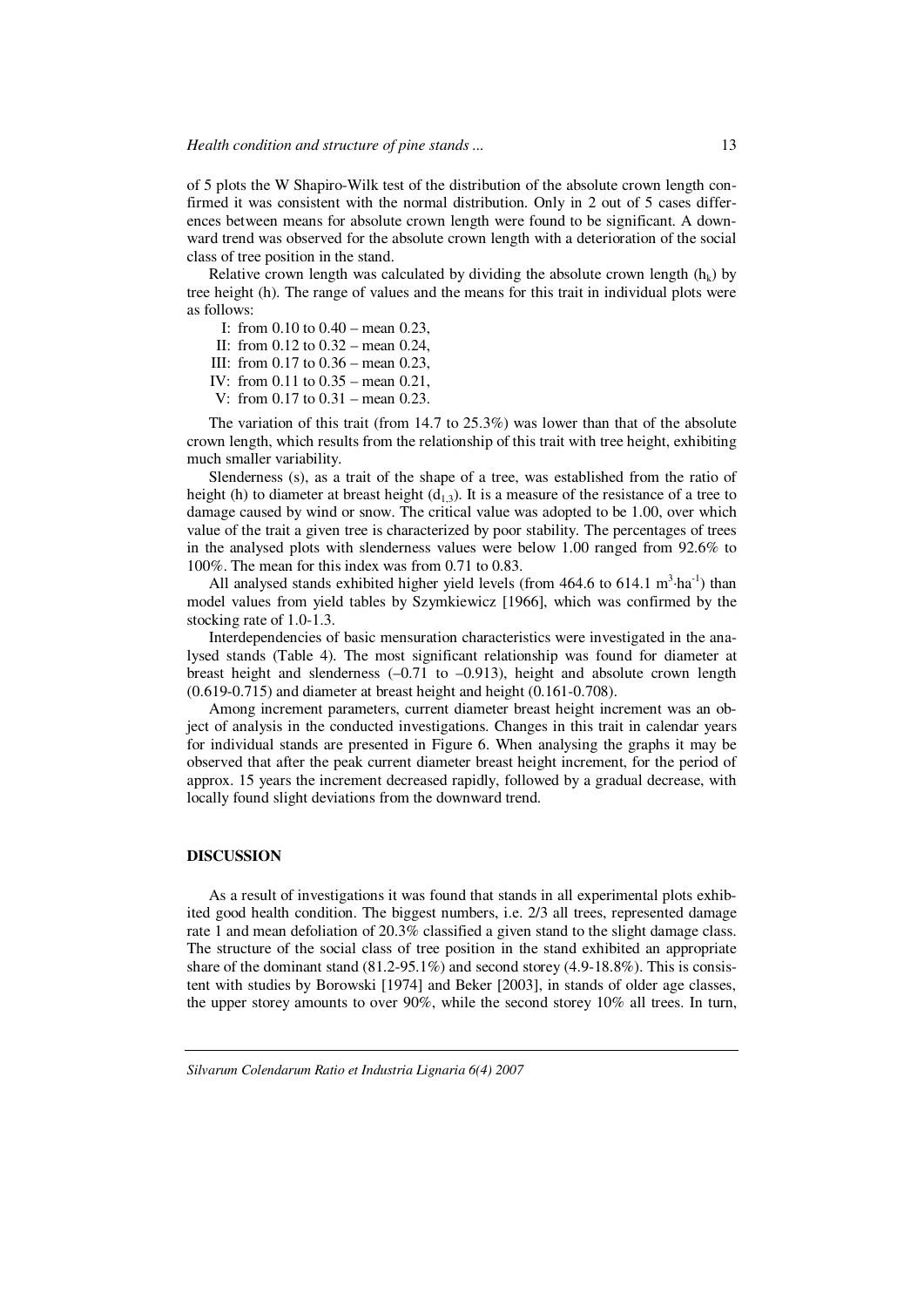of 5 plots the W Shapiro-Wilk test of the distribution of the absolute crown length confirmed it was consistent with the normal distribution. Only in 2 out of 5 cases differences between means for absolute crown length were found to be significant. A downward trend was observed for the absolute crown length with a deterioration of the social class of tree position in the stand.

Relative crown length was calculated by dividing the absolute crown length ($h_k$) by tree height (h). The range of values and the means for this trait in individual plots were as follows:

- I: from 0.10 to 0.40 – mean 0.23,
- II: from 0.12 to 0.32 – mean 0.24,
- III: from 0.17 to 0.36 – mean 0.23,
- IV: from 0.11 to 0.35 – mean 0.21,
- V: from 0.17 to 0.31 – mean 0.23.

The variation of this trait (from 14.7 to 25.3%) was lower than that of the absolute crown length, which results from the relationship of this trait with tree height, exhibiting much smaller variability.

Slenderness (s), as a trait of the shape of a tree, was established from the ratio of height (h) to diameter at breast height ($d_{1.3}$). It is a measure of the resistance of a tree to damage caused by wind or snow. The critical value was adopted to be 1.00, over which value of the trait a given tree is characterized by poor stability. The percentages of trees in the analysed plots with slenderness values were below 1.00 ranged from 92.6% to 100%. The mean for this index was from 0.71 to 0.83.

All analysed stands exhibited higher yield levels (from 464.6 to 614.1 $m^3 \cdot ha^{-1}$) than model values from yield tables by Szymkiewicz [1966], which was confirmed by the stocking rate of 1.0-1.3.

Interdependencies of basic mensuration characteristics were investigated in the analysed stands (Table 4). The most significant relationship was found for diameter at breast height and slenderness (–0.71 to –0.913), height and absolute crown length (0.619-0.715) and diameter at breast height and height (0.161-0.708).

Among increment parameters, current diameter breast height increment was an object of analysis in the conducted investigations. Changes in this trait in calendar years for individual stands are presented in Figure 6. When analysing the graphs it may be observed that after the peak current diameter breast height increment, for the period of approx. 15 years the increment decreased rapidly, followed by a gradual decrease, with locally found slight deviations from the downward trend.

## DISCUSSION

As a result of investigations it was found that stands in all experimental plots exhibited good health condition. The biggest numbers, i.e. 2/3 all trees, represented damage rate 1 and mean defoliation of 20.3% classified a given stand to the slight damage class. The structure of the social class of tree position in the stand exhibited an appropriate share of the dominant stand (81.2-95.1%) and second storey (4.9-18.8%). This is consistent with studies by Borowski [1974] and Beker [2003], in stands of older age classes, the upper storey amounts to over 90%, while the second storey 10% all trees. In turn,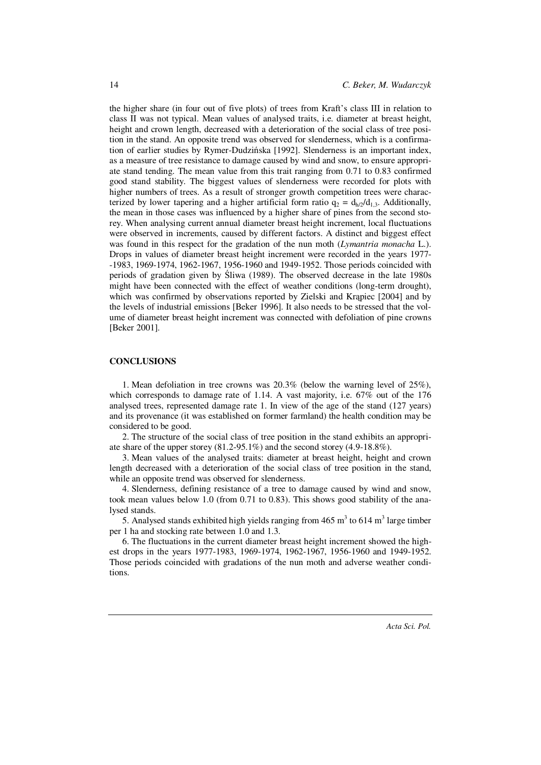the higher share (in four out of five plots) of trees from Kraft's class III in relation to class II was not typical. Mean values of analysed traits, i.e. diameter at breast height, height and crown length, decreased with a deterioration of the social class of tree position in the stand. An opposite trend was observed for slenderness, which is a confirmation of earlier studies by Rymer-Dudzińska [1992]. Slenderness is an important index, as a measure of tree resistance to damage caused by wind and snow, to ensure appropriate stand tending. The mean value from this trait ranging from 0.71 to 0.83 confirmed good stand stability. The biggest values of slenderness were recorded for plots with higher numbers of trees. As a result of stronger growth competition trees were characterized by lower tapering and a higher artificial form ratio $q_2 = d_{h/2}/d_{1.3}$. Additionally, the mean in those cases was influenced by a higher share of pines from the second storey. When analysing current annual diameter breast height increment, local fluctuations were observed in increments, caused by different factors. A distinct and biggest effect was found in this respect for the gradation of the nun moth (*Lymantria monacha* L.). Drops in values of diameter breast height increment were recorded in the years 1977-1983, 1969-1974, 1962-1967, 1956-1960 and 1949-1952. Those periods coincided with periods of gradation given by Śliwa (1989). The observed decrease in the late 1980s might have been connected with the effect of weather conditions (long-term drought), which was confirmed by observations reported by Zielski and Krąpiec [2004] and by the levels of industrial emissions [Beker 1996]. It also needs to be stressed that the volume of diameter breast height increment was connected with defoliation of pine crowns [Beker 2001].

## CONCLUSIONS

1. Mean defoliation in tree crowns was 20.3% (below the warning level of 25%), which corresponds to damage rate of 1.14. A vast majority, i.e. 67% out of the 176 analysed trees, represented damage rate 1. In view of the age of the stand (127 years) and its provenance (it was established on former farmland) the health condition may be considered to be good.

2. The structure of the social class of tree position in the stand exhibits an appropriate share of the upper storey (81.2-95.1%) and the second storey (4.9-18.8%).

3. Mean values of the analysed traits: diameter at breast height, height and crown length decreased with a deterioration of the social class of tree position in the stand, while an opposite trend was observed for slenderness.

4. Slenderness, defining resistance of a tree to damage caused by wind and snow, took mean values below 1.0 (from 0.71 to 0.83). This shows good stability of the analysed stands.

5. Analysed stands exhibited high yields ranging from 465 $m^3$ to 614 $m^3$ large timber per 1 ha and stocking rate between 1.0 and 1.3.

6. The fluctuations in the current diameter breast height increment showed the highest drops in the years 1977-1983, 1969-1974, 1962-1967, 1956-1960 and 1949-1952. Those periods coincided with gradations of the nun moth and adverse weather conditions.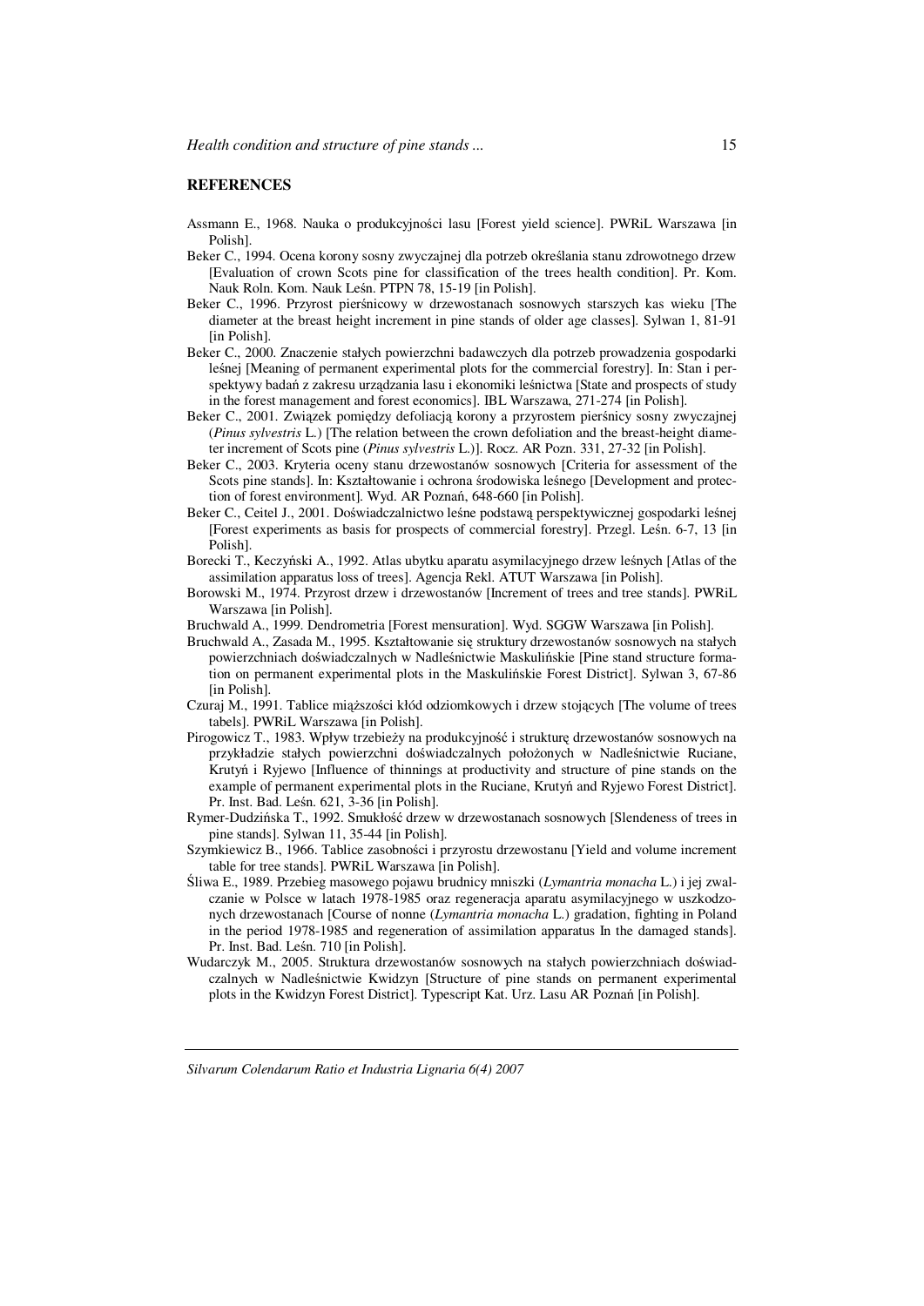## REFERENCES

Assmann E., 1968. Nauka o produkcyjności lasu [Forest yield science]. PWRiL Warszawa [in Polish].

Beker C., 1994. Ocena korony sosny zwyczajnej dla potrzeb określania stanu zdrowotnego drzew [Evaluation of crown Scots pine for classification of the trees health condition]. Pr. Kom. Nauk Roln. Kom. Nauk Leśn. PTPN 78, 15-19 [in Polish].

Beker C., 1996. Przyrost pierśnicowy w drzewostanach sosnowych starszych kas wieku [The diameter at the breast height increment in pine stands of older age classes]. Sylwan 1, 81-91 [in Polish].

Beker C., 2000. Znaczenie stałych powierzchni badawczych dla potrzeb prowadzenia gospodarki leśnej [Meaning of permanent experimental plots for the commercial forestry]. In: Stan i perspektywy badań z zakresu urządzania lasu i ekonomiki leśnictwa [State and prospects of study in the forest management and forest economics]. IBL Warszawa, 271-274 [in Polish].

Beker C., 2001. Związek pomiędzy defoliacją korony a przyrostem pierśnicy sosny zwyczajnej (*Pinus sylvestris* L.) [The relation between the crown defoliation and the breast-height diameter increment of Scots pine (*Pinus sylvestris* L.)]. Rocz. AR Pozn. 331, 27-32 [in Polish].

Beker C., 2003. Kryteria oceny stanu drzewostanów sosnowych [Criteria for assessment of the Scots pine stands]. In: Kształtowanie i ochrona środowiska leśnego [Development and protection of forest environment]. Wyd. AR Poznań, 648-660 [in Polish].

Beker C., Ceitel J., 2001. Doświadczalnictwo leśne podstawą perspektywicznej gospodarki leśnej [Forest experiments as basis for prospects of commercial forestry]. Przegl. Leśn. 6-7, 13 [in Polish].

Borecki T., Keczyński A., 1992. Atlas ubytku aparatu asymilacyjnego drzew leśnych [Atlas of the assimilation apparatus loss of trees]. Agencja Rekl. ATUT Warszawa [in Polish].

Borowski M., 1974. Przyrost drzew i drzewostanów [Increment of trees and tree stands]. PWRiL Warszawa [in Polish].

Bruchwald A., 1999. Dendrometria [Forest mensuration]. Wyd. SGGW Warszawa [in Polish].

Bruchwald A., Zasada M., 1995. Kształtowanie się struktury drzewostanów sosnowych na stałych powierzchniach doświadczalnych w Nadleśnictwie Maskulińskie [Pine stand structure formation on permanent experimental plots in the Maskulińskie Forest District]. Sylwan 3, 67-86 [in Polish].

Czuraj M., 1991. Tablice miąższości kłód odziomkowych i drzew stojących [The volume of trees tabels]. PWRiL Warszawa [in Polish].

Pirogowicz T., 1983. Wpływ trzebieży na produkcyjność i strukturę drzewostanów sosnowych na przykładzie stałych powierzchni doświadczalnych położonych w Nadleśnictwie Ruciane, Krutyń i Ryjewo [Influence of thinnings at productivity and structure of pine stands on the example of permanent experimental plots in the Ruciane, Krutyń and Ryjewo Forest District]. Pr. Inst. Bad. Leśn. 621, 3-36 [in Polish].

Rymer-Dudzińska T., 1992. Smukłość drzew w drzewostanach sosnowych [Slendeness of trees in pine stands]. Sylwan 11, 35-44 [in Polish].

Szymkiewicz B., 1966. Tablice zasobności i przyrostu drzewostanu [Yield and volume increment table for tree stands]. PWRiL Warszawa [in Polish].

Śliwa E., 1989. Przebieg masowego pojawu brudnicy mniszki (*Lymantria monacha* L.) i jej zwalczanie w Polsce w latach 1978-1985 oraz regeneracja aparatu asymilacyjnego w uszkodzonych drzewostanach [Course of nonne (*Lymantria monacha* L.) gradation, fighting in Poland in the period 1978-1985 and regeneration of assimilation apparatus In the damaged stands]. Pr. Inst. Bad. Leśn. 710 [in Polish].

Wudarczyk M., 2005. Struktura drzewostanów sosnowych na stałych powierzchniach doświadczalnych w Nadleśnictwie Kwidzyn [Structure of pine stands on permanent experimental plots in the Kwidzyn Forest District]. Typescript Kat. Urz. Lasu AR Poznań [in Polish].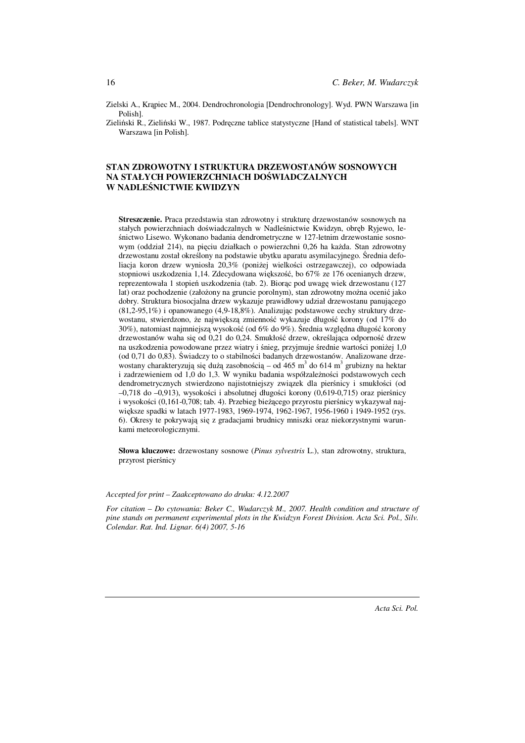Zielski A., Krąpiec M., 2004. Dendrochronologia [Dendrochronology]. Wyd. PWN Warszawa [in Polish].

Zieliński R., Zieliński W., 1987. Podręczne tablice statystyczne [Hand of statistical tabels]. WNT Warszawa [in Polish].

## STAN ZDROWOTNY I STRUKTURA DRZEWOSTANÓW SOSNOWYCH NA STAŁYCH POWIERZCHNIACH DOŚWIADCZALNYCH W NADLEŚNICTWIE KWIDZYN

**Streszczenie.** Praca przedstawia stan zdrowotny i strukturę drzewostanów sosnowych na stałych powierzchniach doświadczalnych w Nadleśnictwie Kwidzyn, obręb Ryjewo, leśnictwo Lisewo. Wykonano badania dendrometryczne w 127-letnim drzewostanie sosnowym (oddział 214), na pięciu działkach o powierzchni 0,26 ha każda. Stan zdrowotny drzewostanu został określony na podstawie ubytku aparatu asymilacyjnego. Średnia defoliacja koron drzew wyniosła 20,3% (poniżej wielkości ostrzegawczej), co odpowiada stopniowi uszkodzenia 1,14. Zdecydowana większość, bo 67% ze 176 ocenianych drzew, reprezentowała 1 stopień uszkodzenia (tab. 2). Biorąc pod uwagę wiek drzewostanu (127 lat) oraz pochodzenie (założony na gruncie porolnym), stan zdrowotny można ocenić jako dobry. Struktura biosocjalna drzew wykazuje prawidłowy udział drzewostanu panującego (81,2-95,1%) i opanowanego (4,9-18,8%). Analizując podstawowe cechy struktury drzewostanu, stwierdzono, że największą zmienność wykazuje długość korony (od 17% do 30%), natomiast najmniejszą wysokość (od 6% do 9%). Średnia względna długość korony drzewostanów waha się od 0,21 do 0,24. Smukłość drzew, określająca odporność drzew na uszkodzenia powodowane przez wiatry i śnieg, przyjmuje średnie wartości poniżej 1,0 (od 0,71 do 0,83). Świadczy to o stabilności badanych drzewostanów. Analizowane drzewostany charakteryzują się dużą zasobnością – od 465 $m^3$ do 614 $m^3$ grubizny na hektar i zadrzewieniem od 1,0 do 1,3. W wyniku badania współzależności podstawowych cech dendrometrycznych stwierdzono najistotniejszy związek dla pierśnicy i smukłości (od –0,718 do –0,913), wysokości i absolutnej długości korony (0,619-0,715) oraz pierśnicy i wysokości (0,161-0,708; tab. 4). Przebieg bieżącego przyrostu pierśnicy wykazywał największe spadki w latach 1977-1983, 1969-1974, 1962-1967, 1956-1960 i 1949-1952 (rys. 6). Okresy te pokrywają się z gradacjami brudnicy mniszki oraz niekorzystnymi warunkami meteorologicznymi.

**Słowa kluczowe:** drzewostany sosnowe (*Pinus sylvestris* L.), stan zdrowotny, struktura, przyrost pierśnicy

*Accepted for print – Zaakceptowano do druku: 4.12.2007*

*For citation – Do cytowania: Beker C., Wudarczyk M., 2007. Health condition and structure of pine stands on permanent experimental plots in the Kwidzyn Forest Division. Acta Sci. Pol., Silv. Colendar. Rat. Ind. Lignar. 6(4) 2007, 5-16*